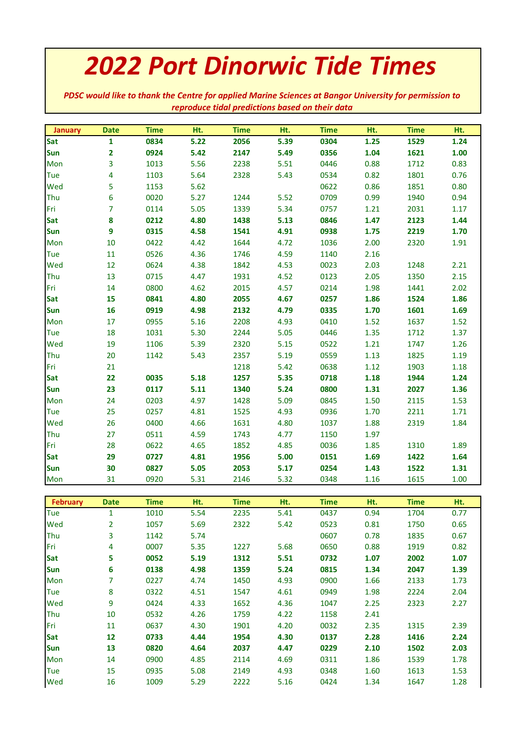# 2022 Port Dinorwic Tide Times

***PDSC would like to thank the Centre for applied Marine Sciences at Bangor University for permission to reproduce tidal predictions based on their data***

| January | Date | Time | Ht. | Time | Ht. | Time | Ht. | Time | Ht. |
|---|---|---|---|---|---|---|---|---|---|
| **Sat** | **1** | **0834** | **5.22** | **2056** | **5.39** | **0304** | **1.25** | **1529** | **1.24** |
| **Sun** | **2** | **0924** | **5.42** | **2147** | **5.49** | **0356** | **1.04** | **1621** | **1.00** |
| Mon | 3 | 1013 | 5.56 | 2238 | 5.51 | 0446 | 0.88 | 1712 | 0.83 |
| Tue | 4 | 1103 | 5.64 | 2328 | 5.43 | 0534 | 0.82 | 1801 | 0.76 |
| Wed | 5 | 1153 | 5.62 | | | 0622 | 0.86 | 1851 | 0.80 |
| Thu | 6 | 0020 | 5.27 | 1244 | 5.52 | 0709 | 0.99 | 1940 | 0.94 |
| Fri | 7 | 0114 | 5.05 | 1339 | 5.34 | 0757 | 1.21 | 2031 | 1.17 |
| **Sat** | **8** | **0212** | **4.80** | **1438** | **5.13** | **0846** | **1.47** | **2123** | **1.44** |
| **Sun** | **9** | **0315** | **4.58** | **1541** | **4.91** | **0938** | **1.75** | **2219** | **1.70** |
| Mon | 10 | 0422 | 4.42 | 1644 | 4.72 | 1036 | 2.00 | 2320 | 1.91 |
| Tue | 11 | 0526 | 4.36 | 1746 | 4.59 | 1140 | 2.16 | | |
| Wed | 12 | 0624 | 4.38 | 1842 | 4.53 | 0023 | 2.03 | 1248 | 2.21 |
| Thu | 13 | 0715 | 4.47 | 1931 | 4.52 | 0123 | 2.05 | 1350 | 2.15 |
| Fri | 14 | 0800 | 4.62 | 2015 | 4.57 | 0214 | 1.98 | 1441 | 2.02 |
| **Sat** | **15** | **0841** | **4.80** | **2055** | **4.67** | **0257** | **1.86** | **1524** | **1.86** |
| **Sun** | **16** | **0919** | **4.98** | **2132** | **4.79** | **0335** | **1.70** | **1601** | **1.69** |
| Mon | 17 | 0955 | 5.16 | 2208 | 4.93 | 0410 | 1.52 | 1637 | 1.52 |
| Tue | 18 | 1031 | 5.30 | 2244 | 5.05 | 0446 | 1.35 | 1712 | 1.37 |
| Wed | 19 | 1106 | 5.39 | 2320 | 5.15 | 0522 | 1.21 | 1747 | 1.26 |
| Thu | 20 | 1142 | 5.43 | 2357 | 5.19 | 0559 | 1.13 | 1825 | 1.19 |
| Fri | 21 | | | 1218 | 5.42 | 0638 | 1.12 | 1903 | 1.18 |
| **Sat** | **22** | **0035** | **5.18** | **1257** | **5.35** | **0718** | **1.18** | **1944** | **1.24** |
| **Sun** | **23** | **0117** | **5.11** | **1340** | **5.24** | **0800** | **1.31** | **2027** | **1.36** |
| Mon | 24 | 0203 | 4.97 | 1428 | 5.09 | 0845 | 1.50 | 2115 | 1.53 |
| Tue | 25 | 0257 | 4.81 | 1525 | 4.93 | 0936 | 1.70 | 2211 | 1.71 |
| Wed | 26 | 0400 | 4.66 | 1631 | 4.80 | 1037 | 1.88 | 2319 | 1.84 |
| Thu | 27 | 0511 | 4.59 | 1743 | 4.77 | 1150 | 1.97 | | |
| Fri | 28 | 0622 | 4.65 | 1852 | 4.85 | 0036 | 1.85 | 1310 | 1.89 |
| **Sat** | **29** | **0727** | **4.81** | **1956** | **5.00** | **0151** | **1.69** | **1422** | **1.64** |
| **Sun** | **30** | **0827** | **5.05** | **2053** | **5.17** | **0254** | **1.43** | **1522** | **1.31** |
| Mon | 31 | 0920 | 5.31 | 2146 | 5.32 | 0348 | 1.16 | 1615 | 1.00 |

| February | Date | Time | Ht. | Time | Ht. | Time | Ht. | Time | Ht. |
|---|---|---|---|---|---|---|---|---|---|
| Tue | 1 | 1010 | 5.54 | 2235 | 5.41 | 0437 | 0.94 | 1704 | 0.77 |
| Wed | 2 | 1057 | 5.69 | 2322 | 5.42 | 0523 | 0.81 | 1750 | 0.65 |
| Thu | 3 | 1142 | 5.74 | | | 0607 | 0.78 | 1835 | 0.67 |
| Fri | 4 | 0007 | 5.35 | 1227 | 5.68 | 0650 | 0.88 | 1919 | 0.82 |
| **Sat** | **5** | **0052** | **5.19** | **1312** | **5.51** | **0732** | **1.07** | **2002** | **1.07** |
| **Sun** | **6** | **0138** | **4.98** | **1359** | **5.24** | **0815** | **1.34** | **2047** | **1.39** |
| Mon | 7 | 0227 | 4.74 | 1450 | 4.93 | 0900 | 1.66 | 2133 | 1.73 |
| Tue | 8 | 0322 | 4.51 | 1547 | 4.61 | 0949 | 1.98 | 2224 | 2.04 |
| Wed | 9 | 0424 | 4.33 | 1652 | 4.36 | 1047 | 2.25 | 2323 | 2.27 |
| Thu | 10 | 0532 | 4.26 | 1759 | 4.22 | 1158 | 2.41 | | |
| Fri | 11 | 0637 | 4.30 | 1901 | 4.20 | 0032 | 2.35 | 1315 | 2.39 |
| **Sat** | **12** | **0733** | **4.44** | **1954** | **4.30** | **0137** | **2.28** | **1416** | **2.24** |
| **Sun** | **13** | **0820** | **4.64** | **2037** | **4.47** | **0229** | **2.10** | **1502** | **2.03** |
| Mon | 14 | 0900 | 4.85 | 2114 | 4.69 | 0311 | 1.86 | 1539 | 1.78 |
| Tue | 15 | 0935 | 5.08 | 2149 | 4.93 | 0348 | 1.60 | 1613 | 1.53 |
| Wed | 16 | 1009 | 5.29 | 2222 | 5.16 | 0424 | 1.34 | 1647 | 1.28 |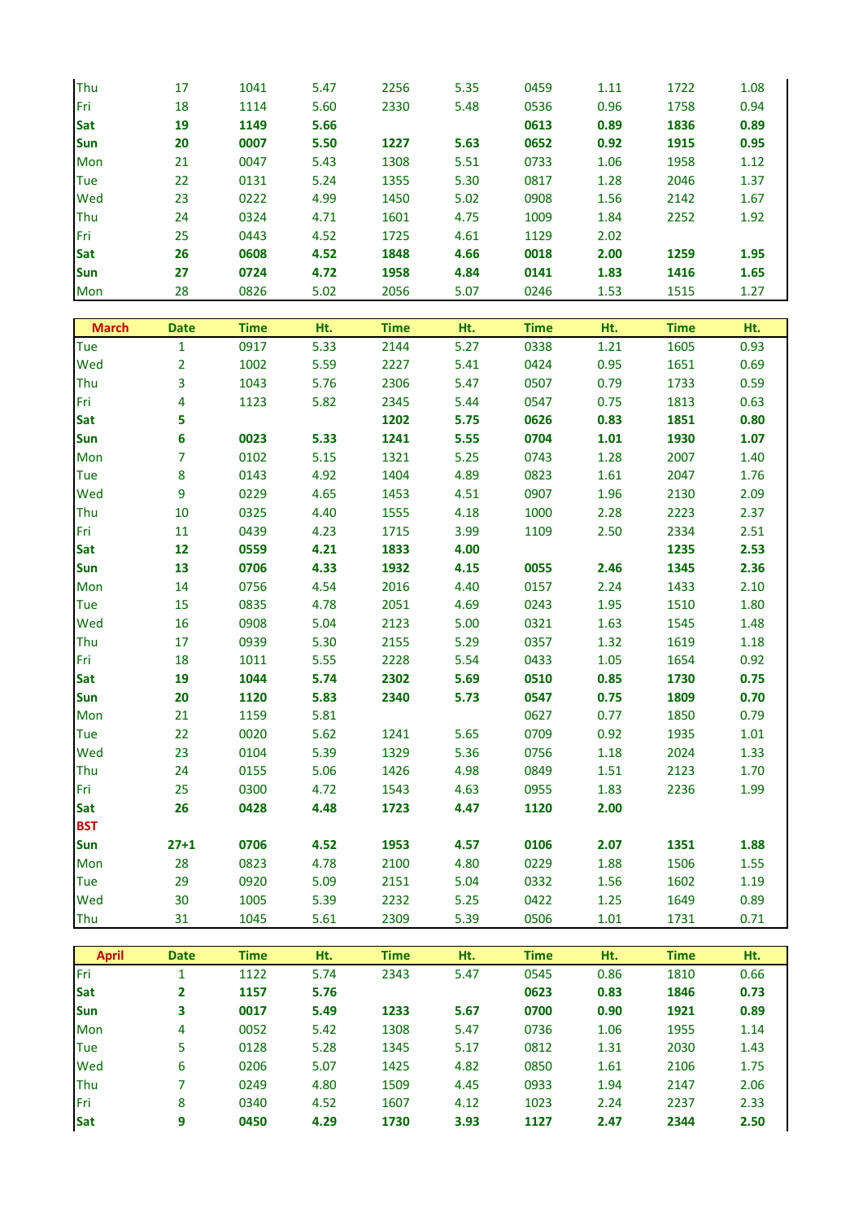| | | | | | | | | | |
|---|---|---|---|---|---|---|---|---|---|
| Thu | 17 | 1041 | 5.47 | 2256 | 5.35 | 0459 | 1.11 | 1722 | 1.08 |
| Fri | 18 | 1114 | 5.60 | 2330 | 5.48 | 0536 | 0.96 | 1758 | 0.94 |
| **Sat** | **19** | **1149** | **5.66** | | | **0613** | **0.89** | **1836** | **0.89** |
| **Sun** | **20** | **0007** | **5.50** | **1227** | **5.63** | **0652** | **0.92** | **1915** | **0.95** |
| Mon | 21 | 0047 | 5.43 | 1308 | 5.51 | 0733 | 1.06 | 1958 | 1.12 |
| Tue | 22 | 0131 | 5.24 | 1355 | 5.30 | 0817 | 1.28 | 2046 | 1.37 |
| Wed | 23 | 0222 | 4.99 | 1450 | 5.02 | 0908 | 1.56 | 2142 | 1.67 |
| Thu | 24 | 0324 | 4.71 | 1601 | 4.75 | 1009 | 1.84 | 2252 | 1.92 |
| Fri | 25 | 0443 | 4.52 | 1725 | 4.61 | 1129 | 2.02 | | |
| **Sat** | **26** | **0608** | **4.52** | **1848** | **4.66** | **0018** | **2.00** | **1259** | **1.95** |
| **Sun** | **27** | **0724** | **4.72** | **1958** | **4.84** | **0141** | **1.83** | **1416** | **1.65** |
| Mon | 28 | 0826 | 5.02 | 2056 | 5.07 | 0246 | 1.53 | 1515 | 1.27 |

| March | Date | Time | Ht. | Time | Ht. | Time | Ht. | Time | Ht. |
|---|---|---|---|---|---|---|---|---|---|
| Tue | 1 | 0917 | 5.33 | 2144 | 5.27 | 0338 | 1.21 | 1605 | 0.93 |
| Wed | 2 | 1002 | 5.59 | 2227 | 5.41 | 0424 | 0.95 | 1651 | 0.69 |
| Thu | 3 | 1043 | 5.76 | 2306 | 5.47 | 0507 | 0.79 | 1733 | 0.59 |
| Fri | 4 | 1123 | 5.82 | 2345 | 5.44 | 0547 | 0.75 | 1813 | 0.63 |
| **Sat** | **5** | | | **1202** | **5.75** | **0626** | **0.83** | **1851** | **0.80** |
| **Sun** | **6** | **0023** | **5.33** | **1241** | **5.55** | **0704** | **1.01** | **1930** | **1.07** |
| Mon | 7 | 0102 | 5.15 | 1321 | 5.25 | 0743 | 1.28 | 2007 | 1.40 |
| Tue | 8 | 0143 | 4.92 | 1404 | 4.89 | 0823 | 1.61 | 2047 | 1.76 |
| Wed | 9 | 0229 | 4.65 | 1453 | 4.51 | 0907 | 1.96 | 2130 | 2.09 |
| Thu | 10 | 0325 | 4.40 | 1555 | 4.18 | 1000 | 2.28 | 2223 | 2.37 |
| Fri | 11 | 0439 | 4.23 | 1715 | 3.99 | 1109 | 2.50 | 2334 | 2.51 |
| **Sat** | **12** | **0559** | **4.21** | **1833** | **4.00** | | | **1235** | **2.53** |
| **Sun** | **13** | **0706** | **4.33** | **1932** | **4.15** | **0055** | **2.46** | **1345** | **2.36** |
| Mon | 14 | 0756 | 4.54 | 2016 | 4.40 | 0157 | 2.24 | 1433 | 2.10 |
| Tue | 15 | 0835 | 4.78 | 2051 | 4.69 | 0243 | 1.95 | 1510 | 1.80 |
| Wed | 16 | 0908 | 5.04 | 2123 | 5.00 | 0321 | 1.63 | 1545 | 1.48 |
| Thu | 17 | 0939 | 5.30 | 2155 | 5.29 | 0357 | 1.32 | 1619 | 1.18 |
| Fri | 18 | 1011 | 5.55 | 2228 | 5.54 | 0433 | 1.05 | 1654 | 0.92 |
| **Sat** | **19** | **1044** | **5.74** | **2302** | **5.69** | **0510** | **0.85** | **1730** | **0.75** |
| **Sun** | **20** | **1120** | **5.83** | **2340** | **5.73** | **0547** | **0.75** | **1809** | **0.70** |
| Mon | 21 | 1159 | 5.81 | | | 0627 | 0.77 | 1850 | 0.79 |
| Tue | 22 | 0020 | 5.62 | 1241 | 5.65 | 0709 | 0.92 | 1935 | 1.01 |
| Wed | 23 | 0104 | 5.39 | 1329 | 5.36 | 0756 | 1.18 | 2024 | 1.33 |
| Thu | 24 | 0155 | 5.06 | 1426 | 4.98 | 0849 | 1.51 | 2123 | 1.70 |
| Fri | 25 | 0300 | 4.72 | 1543 | 4.63 | 0955 | 1.83 | 2236 | 1.99 |
| **Sat** | **26** | **0428** | **4.48** | **1723** | **4.47** | **1120** | **2.00** | | |
| **BST** | | | | | | | | | |
| **Sun** | **27+1** | **0706** | **4.52** | **1953** | **4.57** | **0106** | **2.07** | **1351** | **1.88** |
| Mon | 28 | 0823 | 4.78 | 2100 | 4.80 | 0229 | 1.88 | 1506 | 1.55 |
| Tue | 29 | 0920 | 5.09 | 2151 | 5.04 | 0332 | 1.56 | 1602 | 1.19 |
| Wed | 30 | 1005 | 5.39 | 2232 | 5.25 | 0422 | 1.25 | 1649 | 0.89 |
| Thu | 31 | 1045 | 5.61 | 2309 | 5.39 | 0506 | 1.01 | 1731 | 0.71 |

| April | Date | Time | Ht. | Time | Ht. | Time | Ht. | Time | Ht. |
|---|---|---|---|---|---|---|---|---|---|
| Fri | 1 | 1122 | 5.74 | 2343 | 5.47 | 0545 | 0.86 | 1810 | 0.66 |
| **Sat** | **2** | **1157** | **5.76** | | | **0623** | **0.83** | **1846** | **0.73** |
| **Sun** | **3** | **0017** | **5.49** | **1233** | **5.67** | **0700** | **0.90** | **1921** | **0.89** |
| Mon | 4 | 0052 | 5.42 | 1308 | 5.47 | 0736 | 1.06 | 1955 | 1.14 |
| Tue | 5 | 0128 | 5.28 | 1345 | 5.17 | 0812 | 1.31 | 2030 | 1.43 |
| Wed | 6 | 0206 | 5.07 | 1425 | 4.82 | 0850 | 1.61 | 2106 | 1.75 |
| Thu | 7 | 0249 | 4.80 | 1509 | 4.45 | 0933 | 1.94 | 2147 | 2.06 |
| Fri | 8 | 0340 | 4.52 | 1607 | 4.12 | 1023 | 2.24 | 2237 | 2.33 |
| **Sat** | **9** | **0450** | **4.29** | **1730** | **3.93** | **1127** | **2.47** | **2344** | **2.50** |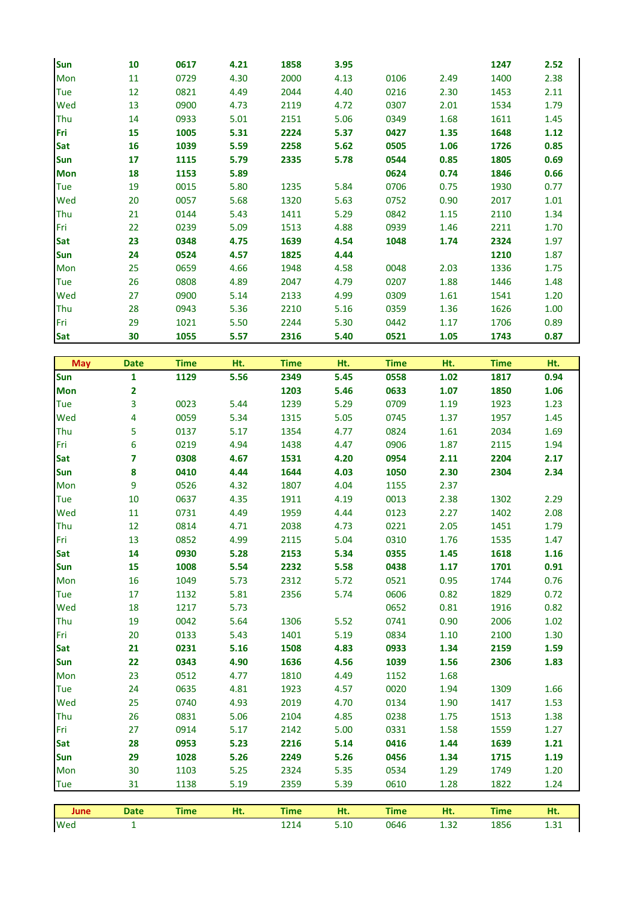| Sun | 10 | 0617 | 4.21 | 1858 | 3.95 | | | 1247 | 2.52 |
|---|---|---|---|---|---|---|---|---|---|
| Mon | 11 | 0729 | 4.30 | 2000 | 4.13 | 0106 | 2.49 | 1400 | 2.38 |
| Tue | 12 | 0821 | 4.49 | 2044 | 4.40 | 0216 | 2.30 | 1453 | 2.11 |
| Wed | 13 | 0900 | 4.73 | 2119 | 4.72 | 0307 | 2.01 | 1534 | 1.79 |
| Thu | 14 | 0933 | 5.01 | 2151 | 5.06 | 0349 | 1.68 | 1611 | 1.45 |
| Fri | 15 | 1005 | 5.31 | 2224 | 5.37 | 0427 | 1.35 | 1648 | 1.12 |
| Sat | 16 | 1039 | 5.59 | 2258 | 5.62 | 0505 | 1.06 | 1726 | 0.85 |
| Sun | 17 | 1115 | 5.79 | 2335 | 5.78 | 0544 | 0.85 | 1805 | 0.69 |
| Mon | 18 | 1153 | 5.89 | | | 0624 | 0.74 | 1846 | 0.66 |
| Tue | 19 | 0015 | 5.80 | 1235 | 5.84 | 0706 | 0.75 | 1930 | 0.77 |
| Wed | 20 | 0057 | 5.68 | 1320 | 5.63 | 0752 | 0.90 | 2017 | 1.01 |
| Thu | 21 | 0144 | 5.43 | 1411 | 5.29 | 0842 | 1.15 | 2110 | 1.34 |
| Fri | 22 | 0239 | 5.09 | 1513 | 4.88 | 0939 | 1.46 | 2211 | 1.70 |
| Sat | 23 | 0348 | 4.75 | 1639 | 4.54 | 1048 | 1.74 | 2324 | 1.97 |
| Sun | 24 | 0524 | 4.57 | 1825 | 4.44 | | | 1210 | 1.87 |
| Mon | 25 | 0659 | 4.66 | 1948 | 4.58 | 0048 | 2.03 | 1336 | 1.75 |
| Tue | 26 | 0808 | 4.89 | 2047 | 4.79 | 0207 | 1.88 | 1446 | 1.48 |
| Wed | 27 | 0900 | 5.14 | 2133 | 4.99 | 0309 | 1.61 | 1541 | 1.20 |
| Thu | 28 | 0943 | 5.36 | 2210 | 5.16 | 0359 | 1.36 | 1626 | 1.00 |
| Fri | 29 | 1021 | 5.50 | 2244 | 5.30 | 0442 | 1.17 | 1706 | 0.89 |
| Sat | 30 | 1055 | 5.57 | 2316 | 5.40 | 0521 | 1.05 | 1743 | 0.87 |

| May | Date | Time | Ht. | Time | Ht. | Time | Ht. | Time | Ht. |
|---|---|---|---|---|---|---|---|---|---|
| Sun | 1 | 1129 | 5.56 | 2349 | 5.45 | 0558 | 1.02 | 1817 | 0.94 |
| Mon | 2 | | | 1203 | 5.46 | 0633 | 1.07 | 1850 | 1.06 |
| Tue | 3 | 0023 | 5.44 | 1239 | 5.29 | 0709 | 1.19 | 1923 | 1.23 |
| Wed | 4 | 0059 | 5.34 | 1315 | 5.05 | 0745 | 1.37 | 1957 | 1.45 |
| Thu | 5 | 0137 | 5.17 | 1354 | 4.77 | 0824 | 1.61 | 2034 | 1.69 |
| Fri | 6 | 0219 | 4.94 | 1438 | 4.47 | 0906 | 1.87 | 2115 | 1.94 |
| Sat | 7 | 0308 | 4.67 | 1531 | 4.20 | 0954 | 2.11 | 2204 | 2.17 |
| Sun | 8 | 0410 | 4.44 | 1644 | 4.03 | 1050 | 2.30 | 2304 | 2.34 |
| Mon | 9 | 0526 | 4.32 | 1807 | 4.04 | 1155 | 2.37 | | |
| Tue | 10 | 0637 | 4.35 | 1911 | 4.19 | 0013 | 2.38 | 1302 | 2.29 |
| Wed | 11 | 0731 | 4.49 | 1959 | 4.44 | 0123 | 2.27 | 1402 | 2.08 |
| Thu | 12 | 0814 | 4.71 | 2038 | 4.73 | 0221 | 2.05 | 1451 | 1.79 |
| Fri | 13 | 0852 | 4.99 | 2115 | 5.04 | 0310 | 1.76 | 1535 | 1.47 |
| Sat | 14 | 0930 | 5.28 | 2153 | 5.34 | 0355 | 1.45 | 1618 | 1.16 |
| Sun | 15 | 1008 | 5.54 | 2232 | 5.58 | 0438 | 1.17 | 1701 | 0.91 |
| Mon | 16 | 1049 | 5.73 | 2312 | 5.72 | 0521 | 0.95 | 1744 | 0.76 |
| Tue | 17 | 1132 | 5.81 | 2356 | 5.74 | 0606 | 0.82 | 1829 | 0.72 |
| Wed | 18 | 1217 | 5.73 | | | 0652 | 0.81 | 1916 | 0.82 |
| Thu | 19 | 0042 | 5.64 | 1306 | 5.52 | 0741 | 0.90 | 2006 | 1.02 |
| Fri | 20 | 0133 | 5.43 | 1401 | 5.19 | 0834 | 1.10 | 2100 | 1.30 |
| Sat | 21 | 0231 | 5.16 | 1508 | 4.83 | 0933 | 1.34 | 2159 | 1.59 |
| Sun | 22 | 0343 | 4.90 | 1636 | 4.56 | 1039 | 1.56 | 2306 | 1.83 |
| Mon | 23 | 0512 | 4.77 | 1810 | 4.49 | 1152 | 1.68 | | |
| Tue | 24 | 0635 | 4.81 | 1923 | 4.57 | 0020 | 1.94 | 1309 | 1.66 |
| Wed | 25 | 0740 | 4.93 | 2019 | 4.70 | 0134 | 1.90 | 1417 | 1.53 |
| Thu | 26 | 0831 | 5.06 | 2104 | 4.85 | 0238 | 1.75 | 1513 | 1.38 |
| Fri | 27 | 0914 | 5.17 | 2142 | 5.00 | 0331 | 1.58 | 1559 | 1.27 |
| Sat | 28 | 0953 | 5.23 | 2216 | 5.14 | 0416 | 1.44 | 1639 | 1.21 |
| Sun | 29 | 1028 | 5.26 | 2249 | 5.26 | 0456 | 1.34 | 1715 | 1.19 |
| Mon | 30 | 1103 | 5.25 | 2324 | 5.35 | 0534 | 1.29 | 1749 | 1.20 |
| Tue | 31 | 1138 | 5.19 | 2359 | 5.39 | 0610 | 1.28 | 1822 | 1.24 |

| June | Date | Time | Ht. | Time | Ht. | Time | Ht. | Time | Ht. |
|---|---|---|---|---|---|---|---|---|---|
| Wed | 1 | | | 1214 | 5.10 | 0646 | 1.32 | 1856 | 1.31 |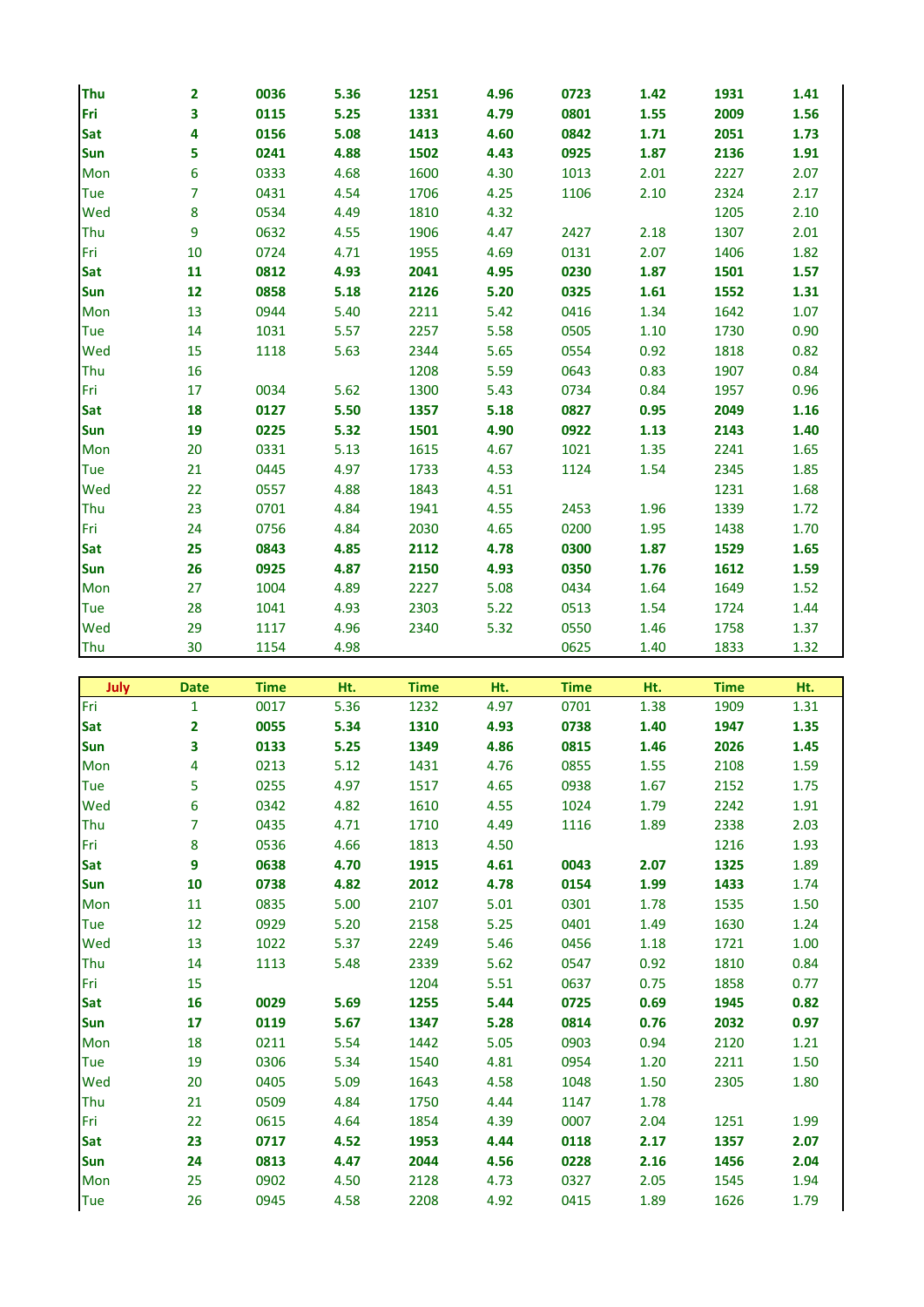| | | | | | | | | | |
|---|---|---|---|---|---|---|---|---|---|
| **Thu** | **2** | **0036** | **5.36** | **1251** | **4.96** | **0723** | **1.42** | **1931** | **1.41** |
| **Fri** | **3** | **0115** | **5.25** | **1331** | **4.79** | **0801** | **1.55** | **2009** | **1.56** |
| **Sat** | **4** | **0156** | **5.08** | **1413** | **4.60** | **0842** | **1.71** | **2051** | **1.73** |
| **Sun** | **5** | **0241** | **4.88** | **1502** | **4.43** | **0925** | **1.87** | **2136** | **1.91** |
| Mon | 6 | 0333 | 4.68 | 1600 | 4.30 | 1013 | 2.01 | 2227 | 2.07 |
| Tue | 7 | 0431 | 4.54 | 1706 | 4.25 | 1106 | 2.10 | 2324 | 2.17 |
| Wed | 8 | 0534 | 4.49 | 1810 | 4.32 | | | 1205 | 2.10 |
| Thu | 9 | 0632 | 4.55 | 1906 | 4.47 | 2427 | 2.18 | 1307 | 2.01 |
| Fri | 10 | 0724 | 4.71 | 1955 | 4.69 | 0131 | 2.07 | 1406 | 1.82 |
| **Sat** | **11** | **0812** | **4.93** | **2041** | **4.95** | **0230** | **1.87** | **1501** | **1.57** |
| **Sun** | **12** | **0858** | **5.18** | **2126** | **5.20** | **0325** | **1.61** | **1552** | **1.31** |
| Mon | 13 | 0944 | 5.40 | 2211 | 5.42 | 0416 | 1.34 | 1642 | 1.07 |
| Tue | 14 | 1031 | 5.57 | 2257 | 5.58 | 0505 | 1.10 | 1730 | 0.90 |
| Wed | 15 | 1118 | 5.63 | 2344 | 5.65 | 0554 | 0.92 | 1818 | 0.82 |
| Thu | 16 | | | 1208 | 5.59 | 0643 | 0.83 | 1907 | 0.84 |
| Fri | 17 | 0034 | 5.62 | 1300 | 5.43 | 0734 | 0.84 | 1957 | 0.96 |
| **Sat** | **18** | **0127** | **5.50** | **1357** | **5.18** | **0827** | **0.95** | **2049** | **1.16** |
| **Sun** | **19** | **0225** | **5.32** | **1501** | **4.90** | **0922** | **1.13** | **2143** | **1.40** |
| Mon | 20 | 0331 | 5.13 | 1615 | 4.67 | 1021 | 1.35 | 2241 | 1.65 |
| Tue | 21 | 0445 | 4.97 | 1733 | 4.53 | 1124 | 1.54 | 2345 | 1.85 |
| Wed | 22 | 0557 | 4.88 | 1843 | 4.51 | | | 1231 | 1.68 |
| Thu | 23 | 0701 | 4.84 | 1941 | 4.55 | 2453 | 1.96 | 1339 | 1.72 |
| Fri | 24 | 0756 | 4.84 | 2030 | 4.65 | 0200 | 1.95 | 1438 | 1.70 |
| **Sat** | **25** | **0843** | **4.85** | **2112** | **4.78** | **0300** | **1.87** | **1529** | **1.65** |
| **Sun** | **26** | **0925** | **4.87** | **2150** | **4.93** | **0350** | **1.76** | **1612** | **1.59** |
| Mon | 27 | 1004 | 4.89 | 2227 | 5.08 | 0434 | 1.64 | 1649 | 1.52 |
| Tue | 28 | 1041 | 4.93 | 2303 | 5.22 | 0513 | 1.54 | 1724 | 1.44 |
| Wed | 29 | 1117 | 4.96 | 2340 | 5.32 | 0550 | 1.46 | 1758 | 1.37 |
| Thu | 30 | 1154 | 4.98 | | | 0625 | 1.40 | 1833 | 1.32 |

| July | Date | Time | Ht. | Time | Ht. | Time | Ht. | Time | Ht. |
|---|---|---|---|---|---|---|---|---|---|
| Fri | 1 | 0017 | 5.36 | 1232 | 4.97 | 0701 | 1.38 | 1909 | 1.31 |
| **Sat** | **2** | **0055** | **5.34** | **1310** | **4.93** | **0738** | **1.40** | **1947** | **1.35** |
| **Sun** | **3** | **0133** | **5.25** | **1349** | **4.86** | **0815** | **1.46** | **2026** | **1.45** |
| Mon | 4 | 0213 | 5.12 | 1431 | 4.76 | 0855 | 1.55 | 2108 | 1.59 |
| Tue | 5 | 0255 | 4.97 | 1517 | 4.65 | 0938 | 1.67 | 2152 | 1.75 |
| Wed | 6 | 0342 | 4.82 | 1610 | 4.55 | 1024 | 1.79 | 2242 | 1.91 |
| Thu | 7 | 0435 | 4.71 | 1710 | 4.49 | 1116 | 1.89 | 2338 | 2.03 |
| Fri | 8 | 0536 | 4.66 | 1813 | 4.50 | | | 1216 | 1.93 |
| **Sat** | **9** | **0638** | **4.70** | **1915** | **4.61** | **0043** | **2.07** | **1325** | 1.89 |
| **Sun** | **10** | **0738** | **4.82** | **2012** | **4.78** | **0154** | **1.99** | **1433** | 1.74 |
| Mon | 11 | 0835 | 5.00 | 2107 | 5.01 | 0301 | 1.78 | 1535 | 1.50 |
| Tue | 12 | 0929 | 5.20 | 2158 | 5.25 | 0401 | 1.49 | 1630 | 1.24 |
| Wed | 13 | 1022 | 5.37 | 2249 | 5.46 | 0456 | 1.18 | 1721 | 1.00 |
| Thu | 14 | 1113 | 5.48 | 2339 | 5.62 | 0547 | 0.92 | 1810 | 0.84 |
| Fri | 15 | | | 1204 | 5.51 | 0637 | 0.75 | 1858 | 0.77 |
| **Sat** | **16** | **0029** | **5.69** | **1255** | **5.44** | **0725** | **0.69** | **1945** | **0.82** |
| **Sun** | **17** | **0119** | **5.67** | **1347** | **5.28** | **0814** | **0.76** | **2032** | **0.97** |
| Mon | 18 | 0211 | 5.54 | 1442 | 5.05 | 0903 | 0.94 | 2120 | 1.21 |
| Tue | 19 | 0306 | 5.34 | 1540 | 4.81 | 0954 | 1.20 | 2211 | 1.50 |
| Wed | 20 | 0405 | 5.09 | 1643 | 4.58 | 1048 | 1.50 | 2305 | 1.80 |
| Thu | 21 | 0509 | 4.84 | 1750 | 4.44 | 1147 | 1.78 | | |
| Fri | 22 | 0615 | 4.64 | 1854 | 4.39 | 0007 | 2.04 | 1251 | 1.99 |
| **Sat** | **23** | **0717** | **4.52** | **1953** | **4.44** | **0118** | **2.17** | **1357** | **2.07** |
| **Sun** | **24** | **0813** | **4.47** | **2044** | **4.56** | **0228** | **2.16** | **1456** | **2.04** |
| Mon | 25 | 0902 | 4.50 | 2128 | 4.73 | 0327 | 2.05 | 1545 | 1.94 |
| Tue | 26 | 0945 | 4.58 | 2208 | 4.92 | 0415 | 1.89 | 1626 | 1.79 |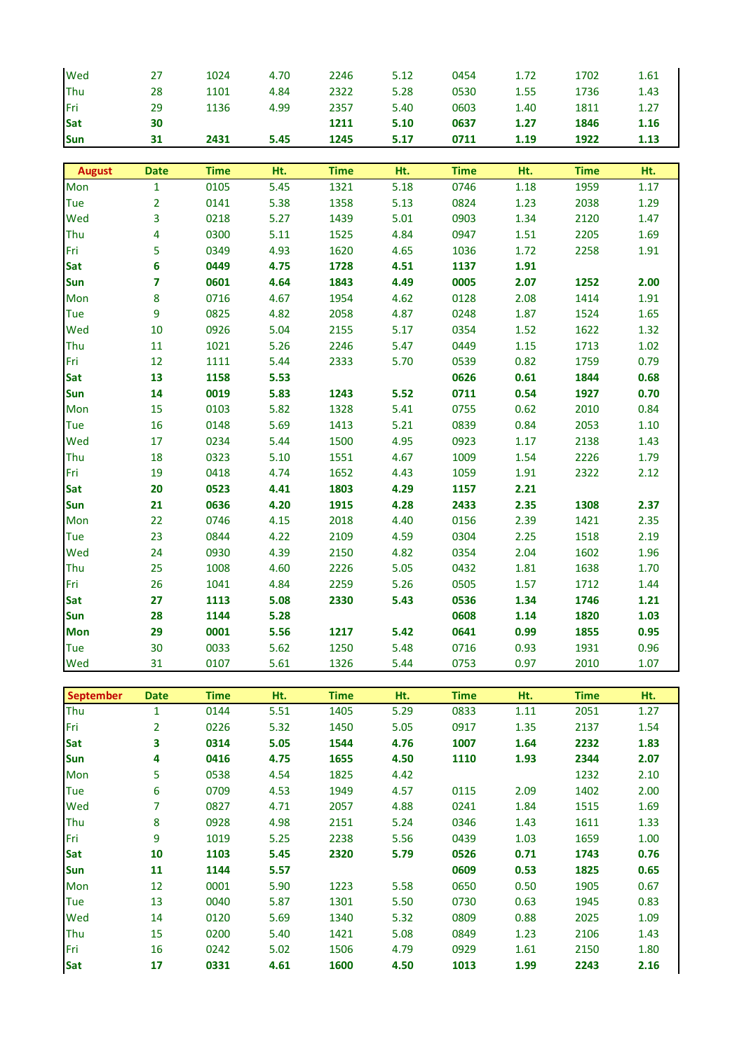| | | | | | | | | | |
|---|---|---|---|---|---|---|---|---|---|
| Wed | 27 | 1024 | 4.70 | 2246 | 5.12 | 0454 | 1.72 | 1702 | 1.61 |
| Thu | 28 | 1101 | 4.84 | 2322 | 5.28 | 0530 | 1.55 | 1736 | 1.43 |
| Fri | 29 | 1136 | 4.99 | 2357 | 5.40 | 0603 | 1.40 | 1811 | 1.27 |
| **Sat** | **30** | | | **1211** | **5.10** | **0637** | **1.27** | **1846** | **1.16** |
| **Sun** | **31** | **2431** | **5.45** | **1245** | **5.17** | **0711** | **1.19** | **1922** | **1.13** |

| August | Date | Time | Ht. | Time | Ht. | Time | Ht. | Time | Ht. |
|---|---|---|---|---|---|---|---|---|---|
| Mon | 1 | 0105 | 5.45 | 1321 | 5.18 | 0746 | 1.18 | 1959 | 1.17 |
| Tue | 2 | 0141 | 5.38 | 1358 | 5.13 | 0824 | 1.23 | 2038 | 1.29 |
| Wed | 3 | 0218 | 5.27 | 1439 | 5.01 | 0903 | 1.34 | 2120 | 1.47 |
| Thu | 4 | 0300 | 5.11 | 1525 | 4.84 | 0947 | 1.51 | 2205 | 1.69 |
| Fri | 5 | 0349 | 4.93 | 1620 | 4.65 | 1036 | 1.72 | 2258 | 1.91 |
| **Sat** | **6** | **0449** | **4.75** | **1728** | **4.51** | **1137** | **1.91** | | |
| **Sun** | **7** | **0601** | **4.64** | **1843** | **4.49** | **0005** | **2.07** | **1252** | **2.00** |
| Mon | 8 | 0716 | 4.67 | 1954 | 4.62 | 0128 | 2.08 | 1414 | 1.91 |
| Tue | 9 | 0825 | 4.82 | 2058 | 4.87 | 0248 | 1.87 | 1524 | 1.65 |
| Wed | 10 | 0926 | 5.04 | 2155 | 5.17 | 0354 | 1.52 | 1622 | 1.32 |
| Thu | 11 | 1021 | 5.26 | 2246 | 5.47 | 0449 | 1.15 | 1713 | 1.02 |
| Fri | 12 | 1111 | 5.44 | 2333 | 5.70 | 0539 | 0.82 | 1759 | 0.79 |
| **Sat** | **13** | **1158** | **5.53** | | | **0626** | **0.61** | **1844** | **0.68** |
| **Sun** | **14** | **0019** | **5.83** | **1243** | **5.52** | **0711** | **0.54** | **1927** | **0.70** |
| Mon | 15 | 0103 | 5.82 | 1328 | 5.41 | 0755 | 0.62 | 2010 | 0.84 |
| Tue | 16 | 0148 | 5.69 | 1413 | 5.21 | 0839 | 0.84 | 2053 | 1.10 |
| Wed | 17 | 0234 | 5.44 | 1500 | 4.95 | 0923 | 1.17 | 2138 | 1.43 |
| Thu | 18 | 0323 | 5.10 | 1551 | 4.67 | 1009 | 1.54 | 2226 | 1.79 |
| Fri | 19 | 0418 | 4.74 | 1652 | 4.43 | 1059 | 1.91 | 2322 | 2.12 |
| **Sat** | **20** | **0523** | **4.41** | **1803** | **4.29** | **1157** | **2.21** | | |
| **Sun** | **21** | **0636** | **4.20** | **1915** | **4.28** | **2433** | **2.35** | **1308** | **2.37** |
| Mon | 22 | 0746 | 4.15 | 2018 | 4.40 | 0156 | 2.39 | 1421 | 2.35 |
| Tue | 23 | 0844 | 4.22 | 2109 | 4.59 | 0304 | 2.25 | 1518 | 2.19 |
| Wed | 24 | 0930 | 4.39 | 2150 | 4.82 | 0354 | 2.04 | 1602 | 1.96 |
| Thu | 25 | 1008 | 4.60 | 2226 | 5.05 | 0432 | 1.81 | 1638 | 1.70 |
| Fri | 26 | 1041 | 4.84 | 2259 | 5.26 | 0505 | 1.57 | 1712 | 1.44 |
| **Sat** | **27** | **1113** | **5.08** | **2330** | **5.43** | **0536** | **1.34** | **1746** | **1.21** |
| **Sun** | **28** | **1144** | **5.28** | | | **0608** | **1.14** | **1820** | **1.03** |
| **Mon** | **29** | **0001** | **5.56** | **1217** | **5.42** | **0641** | **0.99** | **1855** | **0.95** |
| Tue | 30 | 0033 | 5.62 | 1250 | 5.48 | 0716 | 0.93 | 1931 | 0.96 |
| Wed | 31 | 0107 | 5.61 | 1326 | 5.44 | 0753 | 0.97 | 2010 | 1.07 |

| September | Date | Time | Ht. | Time | Ht. | Time | Ht. | Time | Ht. |
|---|---|---|---|---|---|---|---|---|---|
| Thu | 1 | 0144 | 5.51 | 1405 | 5.29 | 0833 | 1.11 | 2051 | 1.27 |
| Fri | 2 | 0226 | 5.32 | 1450 | 5.05 | 0917 | 1.35 | 2137 | 1.54 |
| **Sat** | **3** | **0314** | **5.05** | **1544** | **4.76** | **1007** | **1.64** | **2232** | **1.83** |
| **Sun** | **4** | **0416** | **4.75** | **1655** | **4.50** | **1110** | **1.93** | **2344** | **2.07** |
| Mon | 5 | 0538 | 4.54 | 1825 | 4.42 | | | 1232 | 2.10 |
| Tue | 6 | 0709 | 4.53 | 1949 | 4.57 | 0115 | 2.09 | 1402 | 2.00 |
| Wed | 7 | 0827 | 4.71 | 2057 | 4.88 | 0241 | 1.84 | 1515 | 1.69 |
| Thu | 8 | 0928 | 4.98 | 2151 | 5.24 | 0346 | 1.43 | 1611 | 1.33 |
| Fri | 9 | 1019 | 5.25 | 2238 | 5.56 | 0439 | 1.03 | 1659 | 1.00 |
| **Sat** | **10** | **1103** | **5.45** | **2320** | **5.79** | **0526** | **0.71** | **1743** | **0.76** |
| **Sun** | **11** | **1144** | **5.57** | | | **0609** | **0.53** | **1825** | **0.65** |
| Mon | 12 | 0001 | 5.90 | 1223 | 5.58 | 0650 | 0.50 | 1905 | 0.67 |
| Tue | 13 | 0040 | 5.87 | 1301 | 5.50 | 0730 | 0.63 | 1945 | 0.83 |
| Wed | 14 | 0120 | 5.69 | 1340 | 5.32 | 0809 | 0.88 | 2025 | 1.09 |
| Thu | 15 | 0200 | 5.40 | 1421 | 5.08 | 0849 | 1.23 | 2106 | 1.43 |
| Fri | 16 | 0242 | 5.02 | 1506 | 4.79 | 0929 | 1.61 | 2150 | 1.80 |
| **Sat** | **17** | **0331** | **4.61** | **1600** | **4.50** | **1013** | **1.99** | **2243** | **2.16** |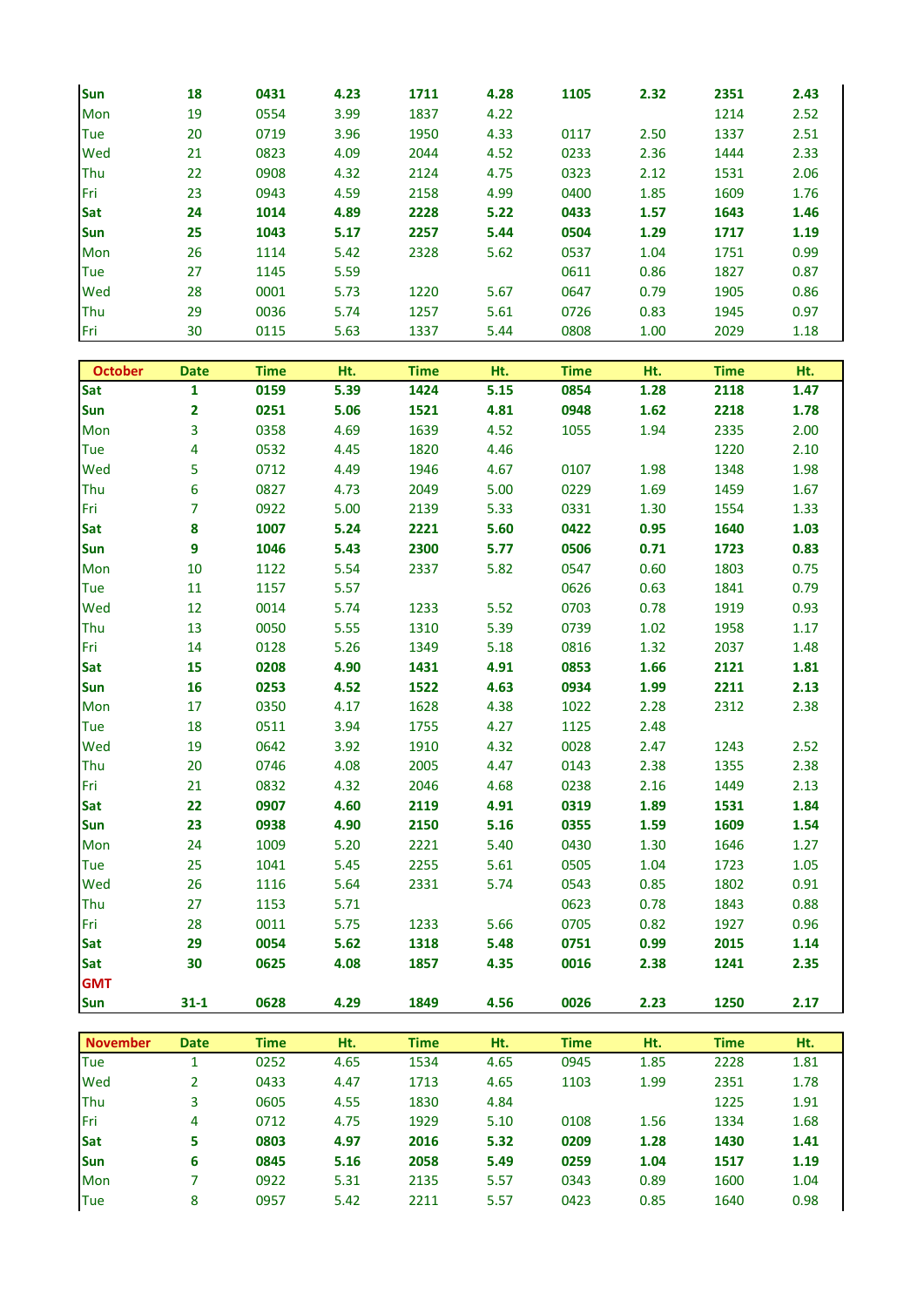| | | | | | | | | | |
|---|---|---|---|---|---|---|---|---|---|
| **Sun** | **18** | **0431** | **4.23** | **1711** | **4.28** | **1105** | **2.32** | **2351** | **2.43** |
| Mon | 19 | 0554 | 3.99 | 1837 | 4.22 | | | 1214 | 2.52 |
| Tue | 20 | 0719 | 3.96 | 1950 | 4.33 | 0117 | 2.50 | 1337 | 2.51 |
| Wed | 21 | 0823 | 4.09 | 2044 | 4.52 | 0233 | 2.36 | 1444 | 2.33 |
| Thu | 22 | 0908 | 4.32 | 2124 | 4.75 | 0323 | 2.12 | 1531 | 2.06 |
| Fri | 23 | 0943 | 4.59 | 2158 | 4.99 | 0400 | 1.85 | 1609 | 1.76 |
| **Sat** | **24** | **1014** | **4.89** | **2228** | **5.22** | **0433** | **1.57** | **1643** | **1.46** |
| **Sun** | **25** | **1043** | **5.17** | **2257** | **5.44** | **0504** | **1.29** | **1717** | **1.19** |
| Mon | 26 | 1114 | 5.42 | 2328 | 5.62 | 0537 | 1.04 | 1751 | 0.99 |
| Tue | 27 | 1145 | 5.59 | | | 0611 | 0.86 | 1827 | 0.87 |
| Wed | 28 | 0001 | 5.73 | 1220 | 5.67 | 0647 | 0.79 | 1905 | 0.86 |
| Thu | 29 | 0036 | 5.74 | 1257 | 5.61 | 0726 | 0.83 | 1945 | 0.97 |
| Fri | 30 | 0115 | 5.63 | 1337 | 5.44 | 0808 | 1.00 | 2029 | 1.18 |

| October | Date | Time | Ht. | Time | Ht. | Time | Ht. | Time | Ht. |
|---|---|---|---|---|---|---|---|---|---|
| **Sat** | **1** | **0159** | **5.39** | **1424** | **5.15** | **0854** | **1.28** | **2118** | **1.47** |
| **Sun** | **2** | **0251** | **5.06** | **1521** | **4.81** | **0948** | **1.62** | **2218** | **1.78** |
| Mon | 3 | 0358 | 4.69 | 1639 | 4.52 | 1055 | 1.94 | 2335 | 2.00 |
| Tue | 4 | 0532 | 4.45 | 1820 | 4.46 | | | 1220 | 2.10 |
| Wed | 5 | 0712 | 4.49 | 1946 | 4.67 | 0107 | 1.98 | 1348 | 1.98 |
| Thu | 6 | 0827 | 4.73 | 2049 | 5.00 | 0229 | 1.69 | 1459 | 1.67 |
| Fri | 7 | 0922 | 5.00 | 2139 | 5.33 | 0331 | 1.30 | 1554 | 1.33 |
| **Sat** | **8** | **1007** | **5.24** | **2221** | **5.60** | **0422** | **0.95** | **1640** | **1.03** |
| **Sun** | **9** | **1046** | **5.43** | **2300** | **5.77** | **0506** | **0.71** | **1723** | **0.83** |
| Mon | 10 | 1122 | 5.54 | 2337 | 5.82 | 0547 | 0.60 | 1803 | 0.75 |
| Tue | 11 | 1157 | 5.57 | | | 0626 | 0.63 | 1841 | 0.79 |
| Wed | 12 | 0014 | 5.74 | 1233 | 5.52 | 0703 | 0.78 | 1919 | 0.93 |
| Thu | 13 | 0050 | 5.55 | 1310 | 5.39 | 0739 | 1.02 | 1958 | 1.17 |
| Fri | 14 | 0128 | 5.26 | 1349 | 5.18 | 0816 | 1.32 | 2037 | 1.48 |
| **Sat** | **15** | **0208** | **4.90** | **1431** | **4.91** | **0853** | **1.66** | **2121** | **1.81** |
| **Sun** | **16** | **0253** | **4.52** | **1522** | **4.63** | **0934** | **1.99** | **2211** | **2.13** |
| Mon | 17 | 0350 | 4.17 | 1628 | 4.38 | 1022 | 2.28 | 2312 | 2.38 |
| Tue | 18 | 0511 | 3.94 | 1755 | 4.27 | 1125 | 2.48 | | |
| Wed | 19 | 0642 | 3.92 | 1910 | 4.32 | 0028 | 2.47 | 1243 | 2.52 |
| Thu | 20 | 0746 | 4.08 | 2005 | 4.47 | 0143 | 2.38 | 1355 | 2.38 |
| Fri | 21 | 0832 | 4.32 | 2046 | 4.68 | 0238 | 2.16 | 1449 | 2.13 |
| **Sat** | **22** | **0907** | **4.60** | **2119** | **4.91** | **0319** | **1.89** | **1531** | **1.84** |
| **Sun** | **23** | **0938** | **4.90** | **2150** | **5.16** | **0355** | **1.59** | **1609** | **1.54** |
| Mon | 24 | 1009 | 5.20 | 2221 | 5.40 | 0430 | 1.30 | 1646 | 1.27 |
| Tue | 25 | 1041 | 5.45 | 2255 | 5.61 | 0505 | 1.04 | 1723 | 1.05 |
| Wed | 26 | 1116 | 5.64 | 2331 | 5.74 | 0543 | 0.85 | 1802 | 0.91 |
| Thu | 27 | 1153 | 5.71 | | | 0623 | 0.78 | 1843 | 0.88 |
| Fri | 28 | 0011 | 5.75 | 1233 | 5.66 | 0705 | 0.82 | 1927 | 0.96 |
| **Sat** | **29** | **0054** | **5.62** | **1318** | **5.48** | **0751** | **0.99** | **2015** | **1.14** |
| **Sat** | **30** | **0625** | **4.08** | **1857** | **4.35** | **0016** | **2.38** | **1241** | **2.35** |
| **GMT** | | | | | | | | | |
| **Sun** | **31-1** | **0628** | **4.29** | **1849** | **4.56** | **0026** | **2.23** | **1250** | **2.17** |

| November | Date | Time | Ht. | Time | Ht. | Time | Ht. | Time | Ht. |
|---|---|---|---|---|---|---|---|---|---|
| Tue | 1 | 0252 | 4.65 | 1534 | 4.65 | 0945 | 1.85 | 2228 | 1.81 |
| Wed | 2 | 0433 | 4.47 | 1713 | 4.65 | 1103 | 1.99 | 2351 | 1.78 |
| Thu | 3 | 0605 | 4.55 | 1830 | 4.84 | | | 1225 | 1.91 |
| Fri | 4 | 0712 | 4.75 | 1929 | 5.10 | 0108 | 1.56 | 1334 | 1.68 |
| **Sat** | **5** | **0803** | **4.97** | **2016** | **5.32** | **0209** | **1.28** | **1430** | **1.41** |
| **Sun** | **6** | **0845** | **5.16** | **2058** | **5.49** | **0259** | **1.04** | **1517** | **1.19** |
| Mon | 7 | 0922 | 5.31 | 2135 | 5.57 | 0343 | 0.89 | 1600 | 1.04 |
| Tue | 8 | 0957 | 5.42 | 2211 | 5.57 | 0423 | 0.85 | 1640 | 0.98 |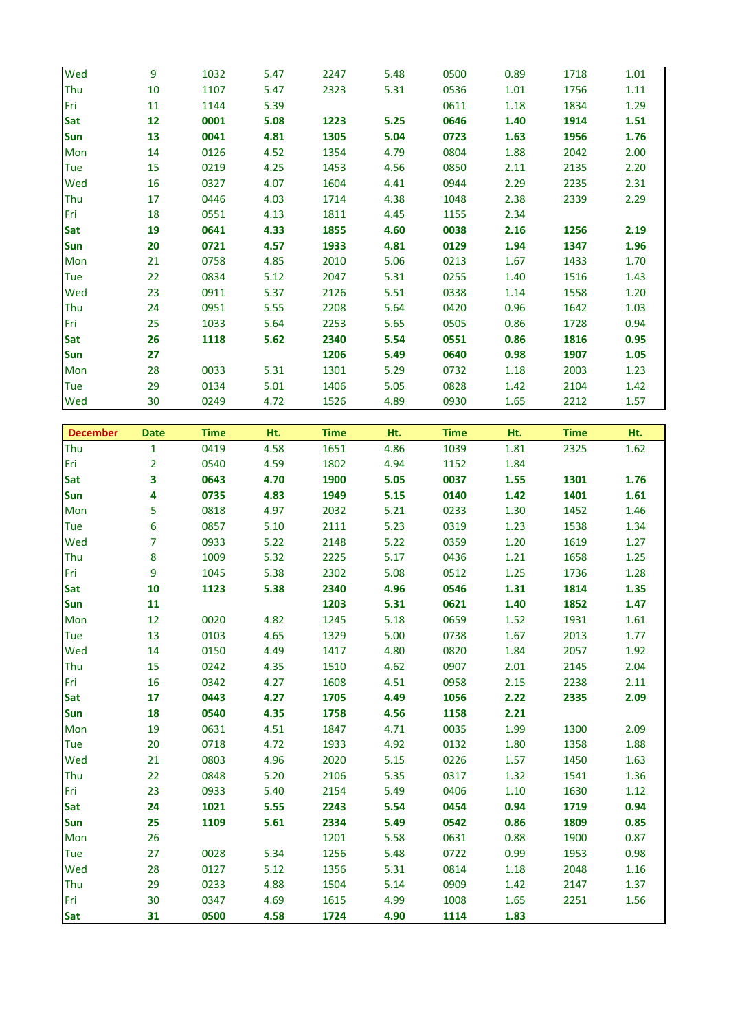| | | | | | | | | | |
|---|---|---|---|---|---|---|---|---|---|
| Wed | 9 | 1032 | 5.47 | 2247 | 5.48 | 0500 | 0.89 | 1718 | 1.01 |
| Thu | 10 | 1107 | 5.47 | 2323 | 5.31 | 0536 | 1.01 | 1756 | 1.11 |
| Fri | 11 | 1144 | 5.39 | | | 0611 | 1.18 | 1834 | 1.29 |
| **Sat** | **12** | **0001** | **5.08** | **1223** | **5.25** | **0646** | **1.40** | **1914** | **1.51** |
| **Sun** | **13** | **0041** | **4.81** | **1305** | **5.04** | **0723** | **1.63** | **1956** | **1.76** |
| Mon | 14 | 0126 | 4.52 | 1354 | 4.79 | 0804 | 1.88 | 2042 | 2.00 |
| Tue | 15 | 0219 | 4.25 | 1453 | 4.56 | 0850 | 2.11 | 2135 | 2.20 |
| Wed | 16 | 0327 | 4.07 | 1604 | 4.41 | 0944 | 2.29 | 2235 | 2.31 |
| Thu | 17 | 0446 | 4.03 | 1714 | 4.38 | 1048 | 2.38 | 2339 | 2.29 |
| Fri | 18 | 0551 | 4.13 | 1811 | 4.45 | 1155 | 2.34 | | |
| **Sat** | **19** | **0641** | **4.33** | **1855** | **4.60** | **0038** | **2.16** | **1256** | **2.19** |
| **Sun** | **20** | **0721** | **4.57** | **1933** | **4.81** | **0129** | **1.94** | **1347** | **1.96** |
| Mon | 21 | 0758 | 4.85 | 2010 | 5.06 | 0213 | 1.67 | 1433 | 1.70 |
| Tue | 22 | 0834 | 5.12 | 2047 | 5.31 | 0255 | 1.40 | 1516 | 1.43 |
| Wed | 23 | 0911 | 5.37 | 2126 | 5.51 | 0338 | 1.14 | 1558 | 1.20 |
| Thu | 24 | 0951 | 5.55 | 2208 | 5.64 | 0420 | 0.96 | 1642 | 1.03 |
| Fri | 25 | 1033 | 5.64 | 2253 | 5.65 | 0505 | 0.86 | 1728 | 0.94 |
| **Sat** | **26** | **1118** | **5.62** | **2340** | **5.54** | **0551** | **0.86** | **1816** | **0.95** |
| **Sun** | **27** | | | **1206** | **5.49** | **0640** | **0.98** | **1907** | **1.05** |
| Mon | 28 | 0033 | 5.31 | 1301 | 5.29 | 0732 | 1.18 | 2003 | 1.23 |
| Tue | 29 | 0134 | 5.01 | 1406 | 5.05 | 0828 | 1.42 | 2104 | 1.42 |
| Wed | 30 | 0249 | 4.72 | 1526 | 4.89 | 0930 | 1.65 | 2212 | 1.57 |

| December | Date | Time | Ht. | Time | Ht. | Time | Ht. | Time | Ht. |
|---|---|---|---|---|---|---|---|---|---|
| Thu | 1 | 0419 | 4.58 | 1651 | 4.86 | 1039 | 1.81 | 2325 | 1.62 |
| Fri | 2 | 0540 | 4.59 | 1802 | 4.94 | 1152 | 1.84 | | |
| **Sat** | **3** | **0643** | **4.70** | **1900** | **5.05** | **0037** | **1.55** | **1301** | **1.76** |
| **Sun** | **4** | **0735** | **4.83** | **1949** | **5.15** | **0140** | **1.42** | **1401** | **1.61** |
| Mon | 5 | 0818 | 4.97 | 2032 | 5.21 | 0233 | 1.30 | 1452 | 1.46 |
| Tue | 6 | 0857 | 5.10 | 2111 | 5.23 | 0319 | 1.23 | 1538 | 1.34 |
| Wed | 7 | 0933 | 5.22 | 2148 | 5.22 | 0359 | 1.20 | 1619 | 1.27 |
| Thu | 8 | 1009 | 5.32 | 2225 | 5.17 | 0436 | 1.21 | 1658 | 1.25 |
| Fri | 9 | 1045 | 5.38 | 2302 | 5.08 | 0512 | 1.25 | 1736 | 1.28 |
| **Sat** | **10** | **1123** | **5.38** | **2340** | **4.96** | **0546** | **1.31** | **1814** | **1.35** |
| **Sun** | **11** | | | **1203** | **5.31** | **0621** | **1.40** | **1852** | **1.47** |
| Mon | 12 | 0020 | 4.82 | 1245 | 5.18 | 0659 | 1.52 | 1931 | 1.61 |
| Tue | 13 | 0103 | 4.65 | 1329 | 5.00 | 0738 | 1.67 | 2013 | 1.77 |
| Wed | 14 | 0150 | 4.49 | 1417 | 4.80 | 0820 | 1.84 | 2057 | 1.92 |
| Thu | 15 | 0242 | 4.35 | 1510 | 4.62 | 0907 | 2.01 | 2145 | 2.04 |
| Fri | 16 | 0342 | 4.27 | 1608 | 4.51 | 0958 | 2.15 | 2238 | 2.11 |
| **Sat** | **17** | **0443** | **4.27** | **1705** | **4.49** | **1056** | **2.22** | **2335** | **2.09** |
| **Sun** | **18** | **0540** | **4.35** | **1758** | **4.56** | **1158** | **2.21** | | |
| Mon | 19 | 0631 | 4.51 | 1847 | 4.71 | 0035 | 1.99 | 1300 | 2.09 |
| Tue | 20 | 0718 | 4.72 | 1933 | 4.92 | 0132 | 1.80 | 1358 | 1.88 |
| Wed | 21 | 0803 | 4.96 | 2020 | 5.15 | 0226 | 1.57 | 1450 | 1.63 |
| Thu | 22 | 0848 | 5.20 | 2106 | 5.35 | 0317 | 1.32 | 1541 | 1.36 |
| Fri | 23 | 0933 | 5.40 | 2154 | 5.49 | 0406 | 1.10 | 1630 | 1.12 |
| **Sat** | **24** | **1021** | **5.55** | **2243** | **5.54** | **0454** | **0.94** | **1719** | **0.94** |
| **Sun** | **25** | **1109** | **5.61** | **2334** | **5.49** | **0542** | **0.86** | **1809** | **0.85** |
| Mon | 26 | | | 1201 | 5.58 | 0631 | 0.88 | 1900 | 0.87 |
| Tue | 27 | 0028 | 5.34 | 1256 | 5.48 | 0722 | 0.99 | 1953 | 0.98 |
| Wed | 28 | 0127 | 5.12 | 1356 | 5.31 | 0814 | 1.18 | 2048 | 1.16 |
| Thu | 29 | 0233 | 4.88 | 1504 | 5.14 | 0909 | 1.42 | 2147 | 1.37 |
| Fri | 30 | 0347 | 4.69 | 1615 | 4.99 | 1008 | 1.65 | 2251 | 1.56 |
| **Sat** | **31** | **0500** | **4.58** | **1724** | **4.90** | **1114** | **1.83** | | |